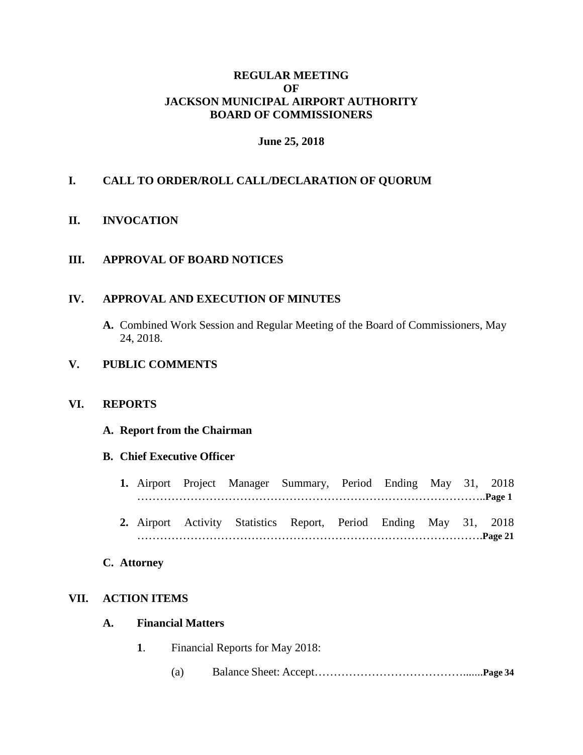**REGULAR MEETING**
**OF**
**JACKSON MUNICIPAL AIRPORT AUTHORITY**
**BOARD OF COMMISSIONERS**

**June 25, 2018**

## I. CALL TO ORDER/ROLL CALL/DECLARATION OF QUORUM

## II. INVOCATION

## III. APPROVAL OF BOARD NOTICES

## IV. APPROVAL AND EXECUTION OF MINUTES

**A.** Combined Work Session and Regular Meeting of the Board of Commissioners, May 24, 2018.

## V. PUBLIC COMMENTS

## VI. REPORTS

### A. Report from the Chairman

### B. Chief Executive Officer

1. Airport Project Manager Summary, Period Ending May 31, 2018 ………………………………………………………………………………..**Page 1**

2. Airport Activity Statistics Report, Period Ending May 31, 2018 ……………………………………………………………………………….**Page 21**

### C. Attorney

## VII. ACTION ITEMS

### A. Financial Matters

**1**. Financial Reports for May 2018:

(a) Balance Sheet: Accept…………………………………….......**Page 34**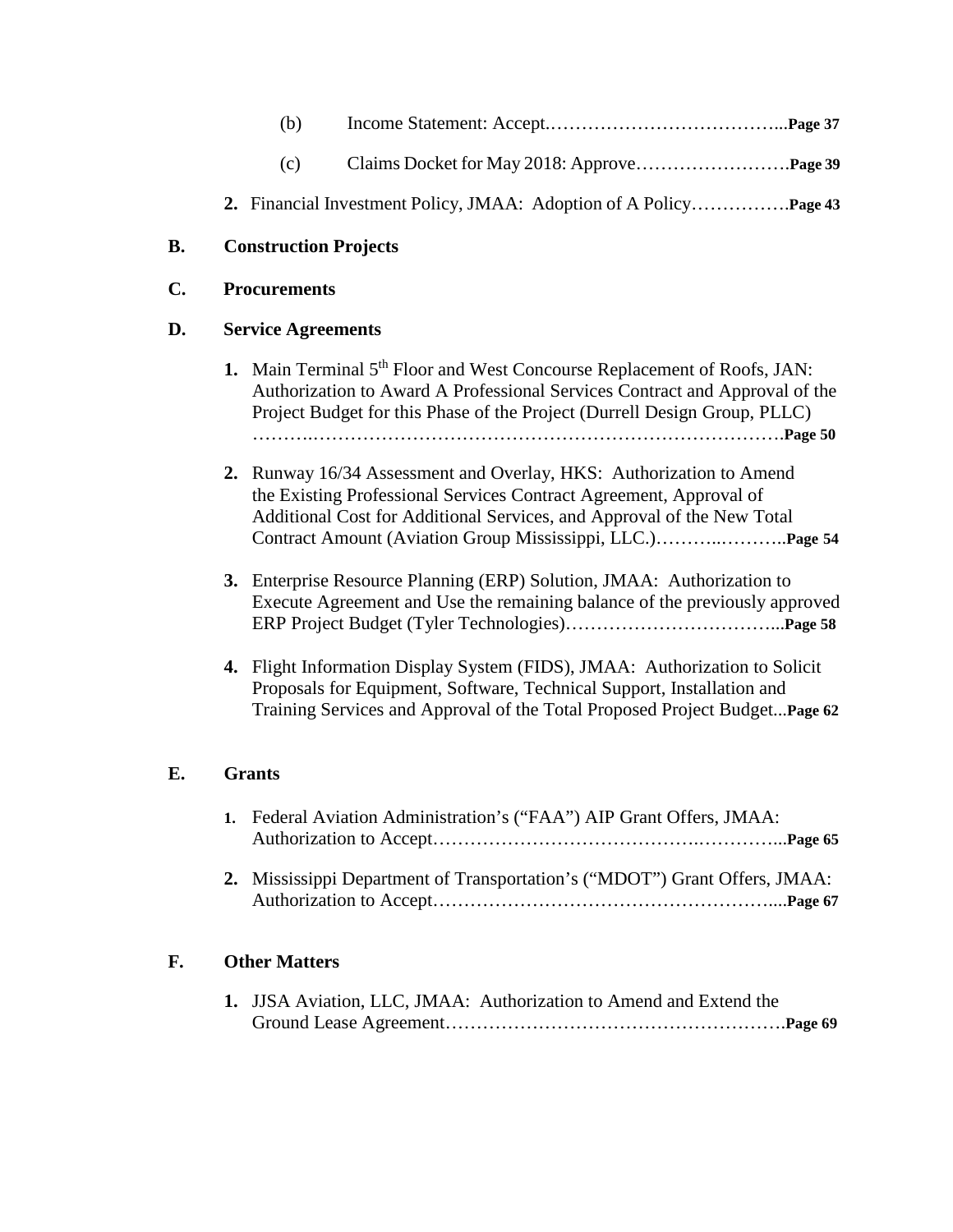(b) Income Statement: Accept………………………………...**Page 37**

(c) Claims Docket for May 2018: Approve…………………….**Page 39**

**2.** Financial Investment Policy, JMAA: Adoption of A Policy…………….**Page 43**

**B. Construction Projects**

**C. Procurements**

**D. Service Agreements**

**1.** Main Terminal 5th Floor and West Concourse Replacement of Roofs, JAN: Authorization to Award A Professional Services Contract and Approval of the Project Budget for this Phase of the Project (Durrell Design Group, PLLC) ……….…………………………………………………………………**Page 50**

**2.** Runway 16/34 Assessment and Overlay, HKS: Authorization to Amend the Existing Professional Services Contract Agreement, Approval of Additional Cost for Additional Services, and Approval of the New Total Contract Amount (Aviation Group Mississippi, LLC.)………..………..**Page 54**

**3.** Enterprise Resource Planning (ERP) Solution, JMAA: Authorization to Execute Agreement and Use the remaining balance of the previously approved ERP Project Budget (Tyler Technologies)……………………………...**Page 58**

**4.** Flight Information Display System (FIDS), JMAA: Authorization to Solicit Proposals for Equipment, Software, Technical Support, Installation and Training Services and Approval of the Total Proposed Project Budget...**Page 62**

**E. Grants**

**1.** Federal Aviation Administration's ("FAA") AIP Grant Offers, JMAA: Authorization to Accept…………………………………….…………...**Page 65**

**2.** Mississippi Department of Transportation's ("MDOT") Grant Offers, JMAA: Authorization to Accept…………………………………………….....**Page 67**

**F. Other Matters**

**1.** JJSA Aviation, LLC, JMAA: Authorization to Amend and Extend the Ground Lease Agreement……………………………………………….**Page 69**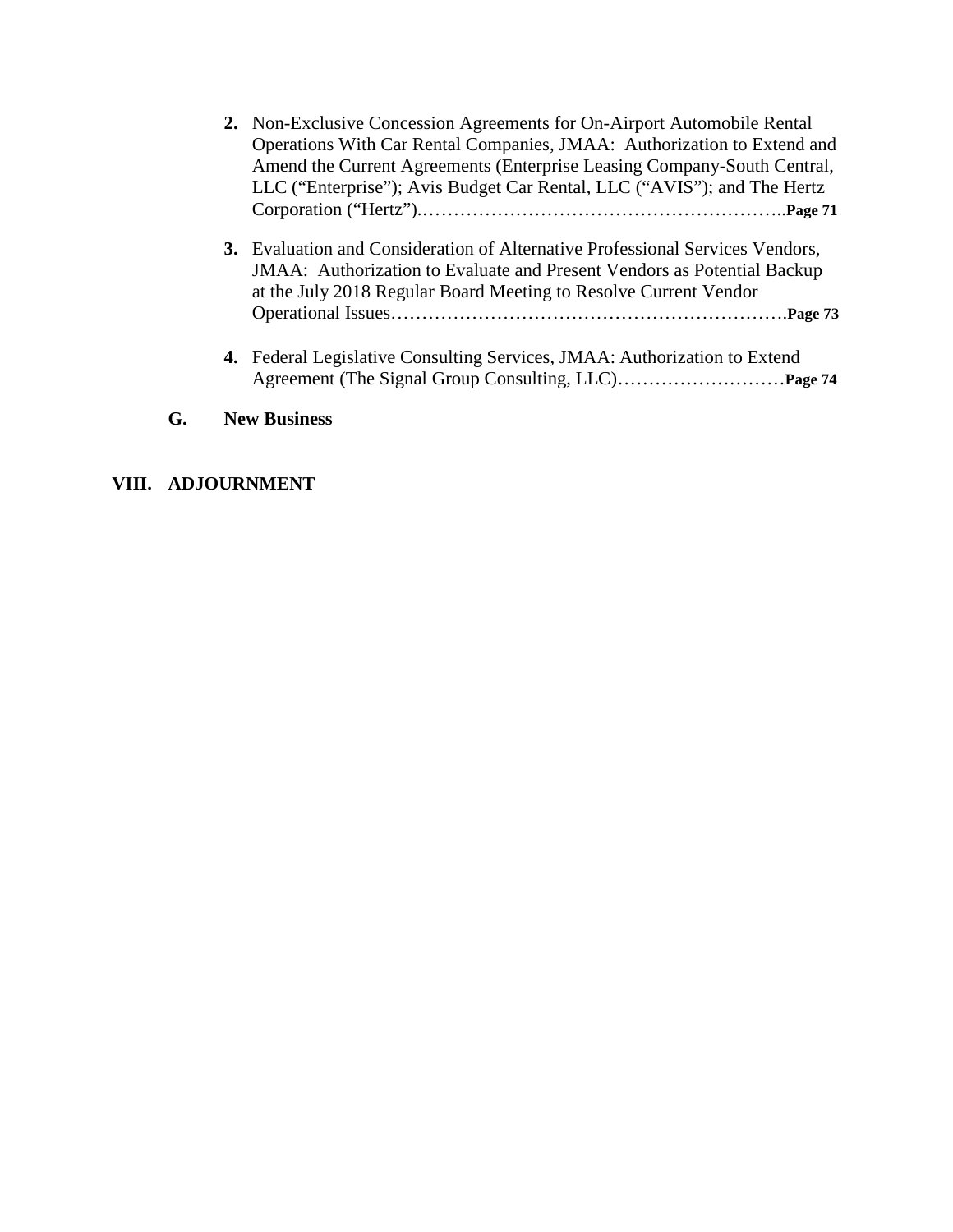2. Non-Exclusive Concession Agreements for On-Airport Automobile Rental Operations With Car Rental Companies, JMAA: Authorization to Extend and Amend the Current Agreements (Enterprise Leasing Company-South Central, LLC ("Enterprise"); Avis Budget Car Rental, LLC ("AVIS"); and The Hertz Corporation ("Hertz")……………………………………………………..**Page 71**

3. Evaluation and Consideration of Alternative Professional Services Vendors, JMAA: Authorization to Evaluate and Present Vendors as Potential Backup at the July 2018 Regular Board Meeting to Resolve Current Vendor Operational Issues……………………………………………………….**Page 73**

4. Federal Legislative Consulting Services, JMAA: Authorization to Extend Agreement (The Signal Group Consulting, LLC)………………………**Page 74**

**G. New Business**

**VIII. ADJOURNMENT**